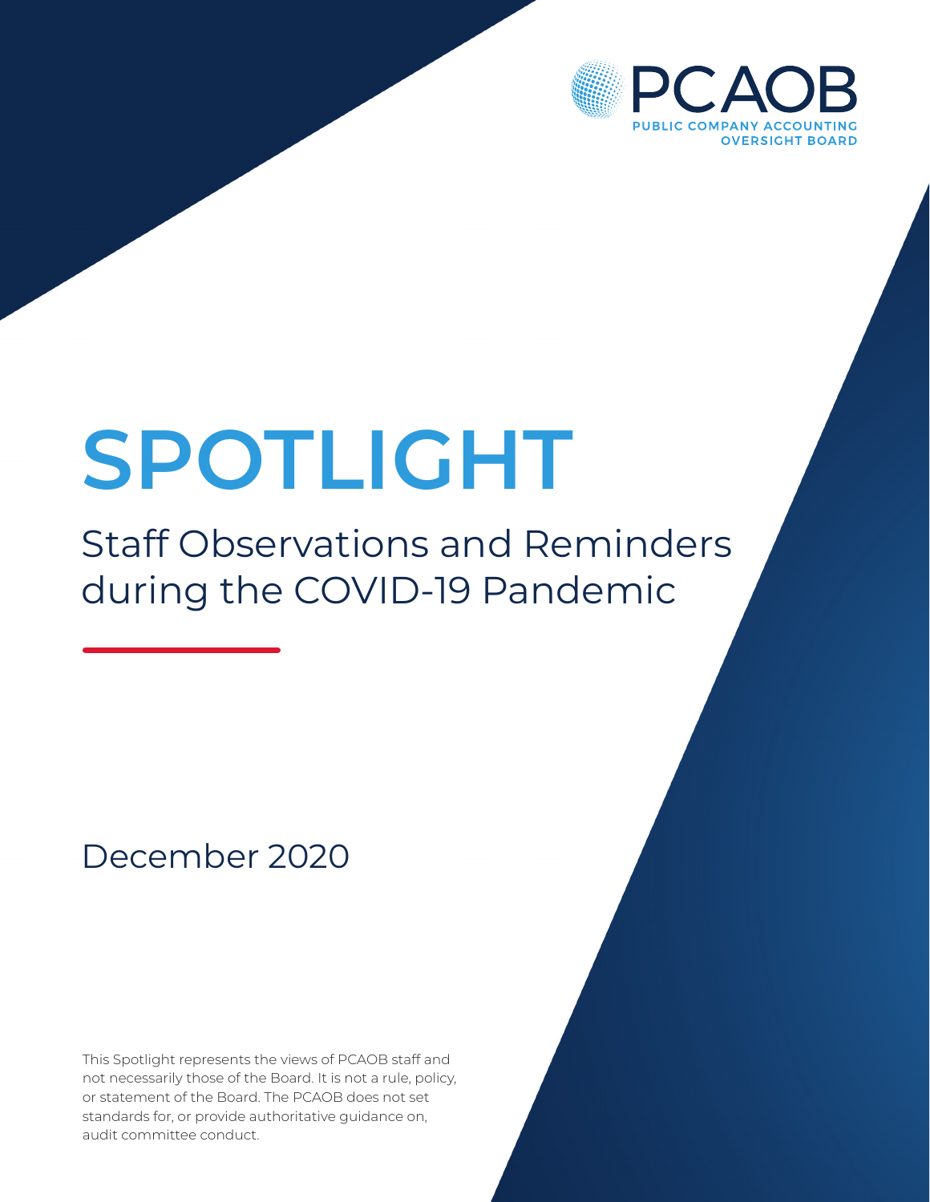PCAOB

PUBLIC COMPANY ACCOUNTING OVERSIGHT BOARD

# SPOTLIGHT

## Staff Observations and Reminders during the COVID-19 Pandemic

December 2020

This Spotlight represents the views of PCAOB staff and not necessarily those of the Board. It is not a rule, policy, or statement of the Board. The PCAOB does not set standards for, or provide authoritative guidance on, audit committee conduct.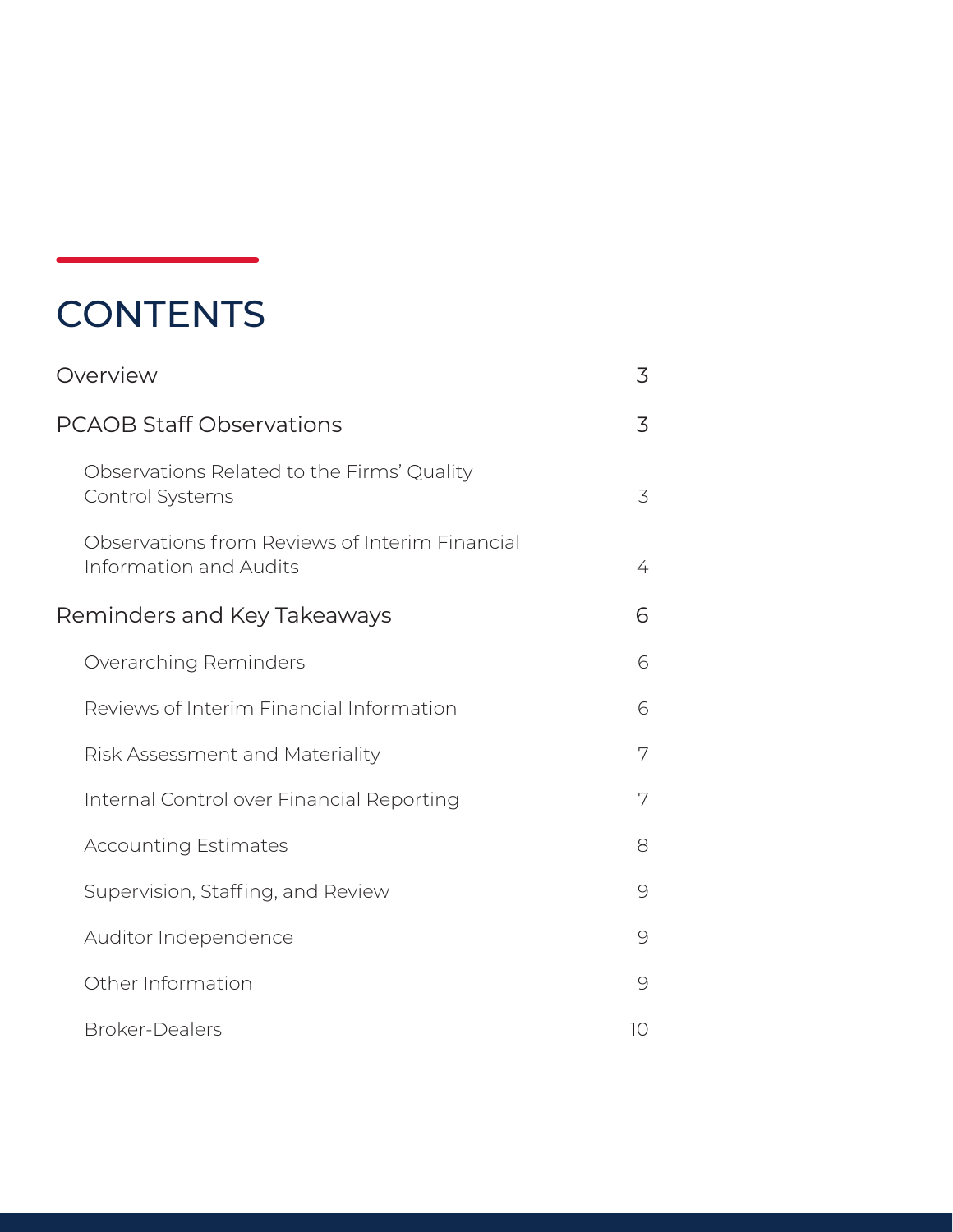# CONTENTS

| | |
|---|---|
| Overview | 3 |
| PCAOB Staff Observations | 3 |
| Observations Related to the Firms' Quality Control Systems | 3 |
| Observations from Reviews of Interim Financial Information and Audits | 4 |
| Reminders and Key Takeaways | 6 |
| Overarching Reminders | 6 |
| Reviews of Interim Financial Information | 6 |
| Risk Assessment and Materiality | 7 |
| Internal Control over Financial Reporting | 7 |
| Accounting Estimates | 8 |
| Supervision, Staffing, and Review | 9 |
| Auditor Independence | 9 |
| Other Information | 9 |
| Broker-Dealers | 10 |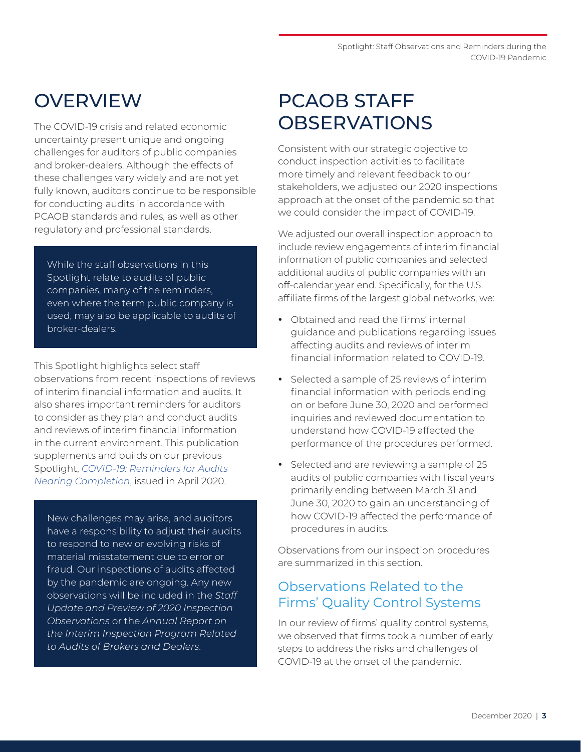# OVERVIEW

The COVID-19 crisis and related economic uncertainty present unique and ongoing challenges for auditors of public companies and broker-dealers. Although the effects of these challenges vary widely and are not yet fully known, auditors continue to be responsible for conducting audits in accordance with PCAOB standards and rules, as well as other regulatory and professional standards.

> While the staff observations in this Spotlight relate to audits of public companies, many of the reminders, even where the term public company is used, may also be applicable to audits of broker-dealers.

This Spotlight highlights select staff observations from recent inspections of reviews of interim financial information and audits. It also shares important reminders for auditors to consider as they plan and conduct audits and reviews of interim financial information in the current environment. This publication supplements and builds on our previous Spotlight, *COVID-19: Reminders for Audits Nearing Completion*, issued in April 2020.

> New challenges may arise, and auditors have a responsibility to adjust their audits to respond to new or evolving risks of material misstatement due to error or fraud. Our inspections of audits affected by the pandemic are ongoing. Any new observations will be included in the *Staff Update and Preview of 2020 Inspection Observations* or the *Annual Report on the Interim Inspection Program Related to Audits of Brokers and Dealers*.

# PCAOB STAFF OBSERVATIONS

Consistent with our strategic objective to conduct inspection activities to facilitate more timely and relevant feedback to our stakeholders, we adjusted our 2020 inspections approach at the onset of the pandemic so that we could consider the impact of COVID-19.

We adjusted our overall inspection approach to include review engagements of interim financial information of public companies and selected additional audits of public companies with an off-calendar year end. Specifically, for the U.S. affiliate firms of the largest global networks, we:

- Obtained and read the firms' internal guidance and publications regarding issues affecting audits and reviews of interim financial information related to COVID-19.
- Selected a sample of 25 reviews of interim financial information with periods ending on or before June 30, 2020 and performed inquiries and reviewed documentation to understand how COVID-19 affected the performance of the procedures performed.
- Selected and are reviewing a sample of 25 audits of public companies with fiscal years primarily ending between March 31 and June 30, 2020 to gain an understanding of how COVID-19 affected the performance of procedures in audits.

Observations from our inspection procedures are summarized in this section.

## Observations Related to the Firms' Quality Control Systems

In our review of firms' quality control systems, we observed that firms took a number of early steps to address the risks and challenges of COVID-19 at the onset of the pandemic.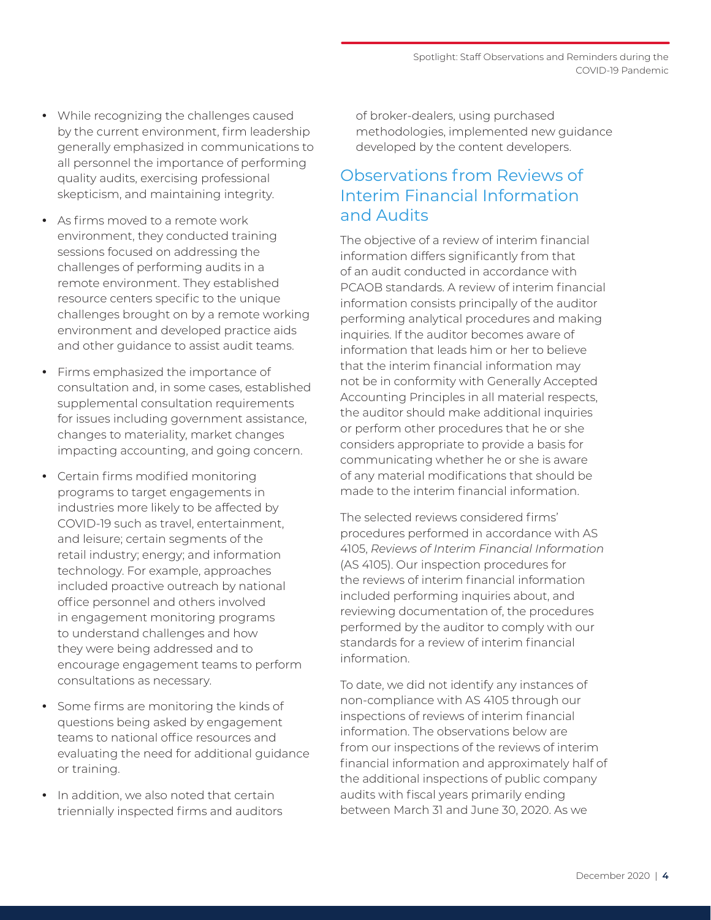- While recognizing the challenges caused by the current environment, firm leadership generally emphasized in communications to all personnel the importance of performing quality audits, exercising professional skepticism, and maintaining integrity.
- As firms moved to a remote work environment, they conducted training sessions focused on addressing the challenges of performing audits in a remote environment. They established resource centers specific to the unique challenges brought on by a remote working environment and developed practice aids and other guidance to assist audit teams.
- Firms emphasized the importance of consultation and, in some cases, established supplemental consultation requirements for issues including government assistance, changes to materiality, market changes impacting accounting, and going concern.
- Certain firms modified monitoring programs to target engagements in industries more likely to be affected by COVID-19 such as travel, entertainment, and leisure; certain segments of the retail industry; energy; and information technology. For example, approaches included proactive outreach by national office personnel and others involved in engagement monitoring programs to understand challenges and how they were being addressed and to encourage engagement teams to perform consultations as necessary.
- Some firms are monitoring the kinds of questions being asked by engagement teams to national office resources and evaluating the need for additional guidance or training.
- In addition, we also noted that certain triennially inspected firms and auditors of broker-dealers, using purchased methodologies, implemented new guidance developed by the content developers.

## Observations from Reviews of Interim Financial Information and Audits

The objective of a review of interim financial information differs significantly from that of an audit conducted in accordance with PCAOB standards. A review of interim financial information consists principally of the auditor performing analytical procedures and making inquiries. If the auditor becomes aware of information that leads him or her to believe that the interim financial information may not be in conformity with Generally Accepted Accounting Principles in all material respects, the auditor should make additional inquiries or perform other procedures that he or she considers appropriate to provide a basis for communicating whether he or she is aware of any material modifications that should be made to the interim financial information.

The selected reviews considered firms' procedures performed in accordance with AS 4105, *Reviews of Interim Financial Information* (AS 4105). Our inspection procedures for the reviews of interim financial information included performing inquiries about, and reviewing documentation of, the procedures performed by the auditor to comply with our standards for a review of interim financial information.

To date, we did not identify any instances of non-compliance with AS 4105 through our inspections of reviews of interim financial information. The observations below are from our inspections of the reviews of interim financial information and approximately half of the additional inspections of public company audits with fiscal years primarily ending between March 31 and June 30, 2020. As we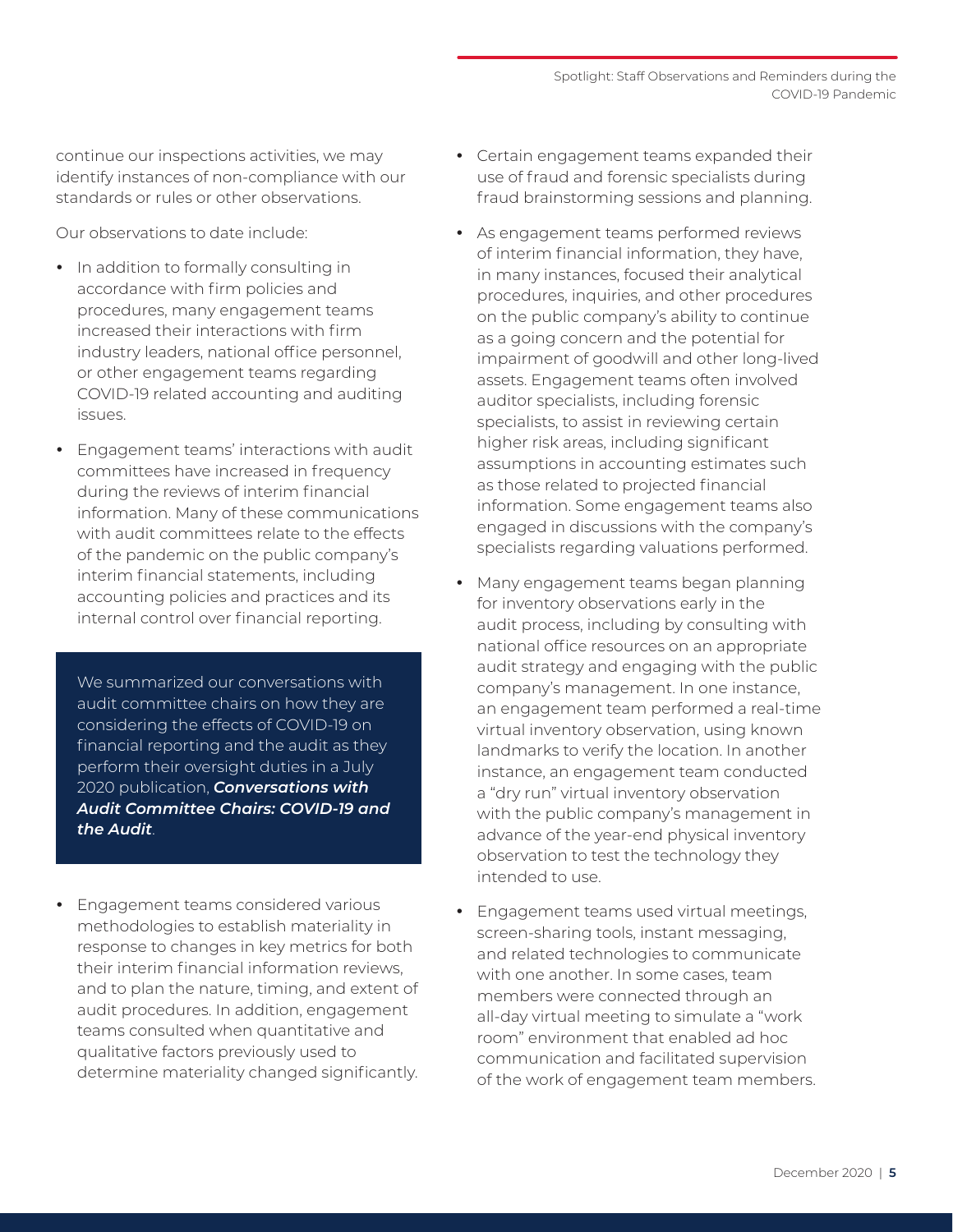continue our inspections activities, we may identify instances of non-compliance with our standards or rules or other observations.

Our observations to date include:

- In addition to formally consulting in accordance with firm policies and procedures, many engagement teams increased their interactions with firm industry leaders, national office personnel, or other engagement teams regarding COVID-19 related accounting and auditing issues.
- Engagement teams' interactions with audit committees have increased in frequency during the reviews of interim financial information. Many of these communications with audit committees relate to the effects of the pandemic on the public company's interim financial statements, including accounting policies and practices and its internal control over financial reporting.

> We summarized our conversations with audit committee chairs on how they are considering the effects of COVID-19 on financial reporting and the audit as they perform their oversight duties in a July 2020 publication, ***Conversations with Audit Committee Chairs: COVID-19 and the Audit***.

- Engagement teams considered various methodologies to establish materiality in response to changes in key metrics for both their interim financial information reviews, and to plan the nature, timing, and extent of audit procedures. In addition, engagement teams consulted when quantitative and qualitative factors previously used to determine materiality changed significantly.
- Certain engagement teams expanded their use of fraud and forensic specialists during fraud brainstorming sessions and planning.
- As engagement teams performed reviews of interim financial information, they have, in many instances, focused their analytical procedures, inquiries, and other procedures on the public company's ability to continue as a going concern and the potential for impairment of goodwill and other long-lived assets. Engagement teams often involved auditor specialists, including forensic specialists, to assist in reviewing certain higher risk areas, including significant assumptions in accounting estimates such as those related to projected financial information. Some engagement teams also engaged in discussions with the company's specialists regarding valuations performed.
- Many engagement teams began planning for inventory observations early in the audit process, including by consulting with national office resources on an appropriate audit strategy and engaging with the public company's management. In one instance, an engagement team performed a real-time virtual inventory observation, using known landmarks to verify the location. In another instance, an engagement team conducted a "dry run" virtual inventory observation with the public company's management in advance of the year-end physical inventory observation to test the technology they intended to use.
- Engagement teams used virtual meetings, screen-sharing tools, instant messaging, and related technologies to communicate with one another. In some cases, team members were connected through an all-day virtual meeting to simulate a "work room" environment that enabled ad hoc communication and facilitated supervision of the work of engagement team members.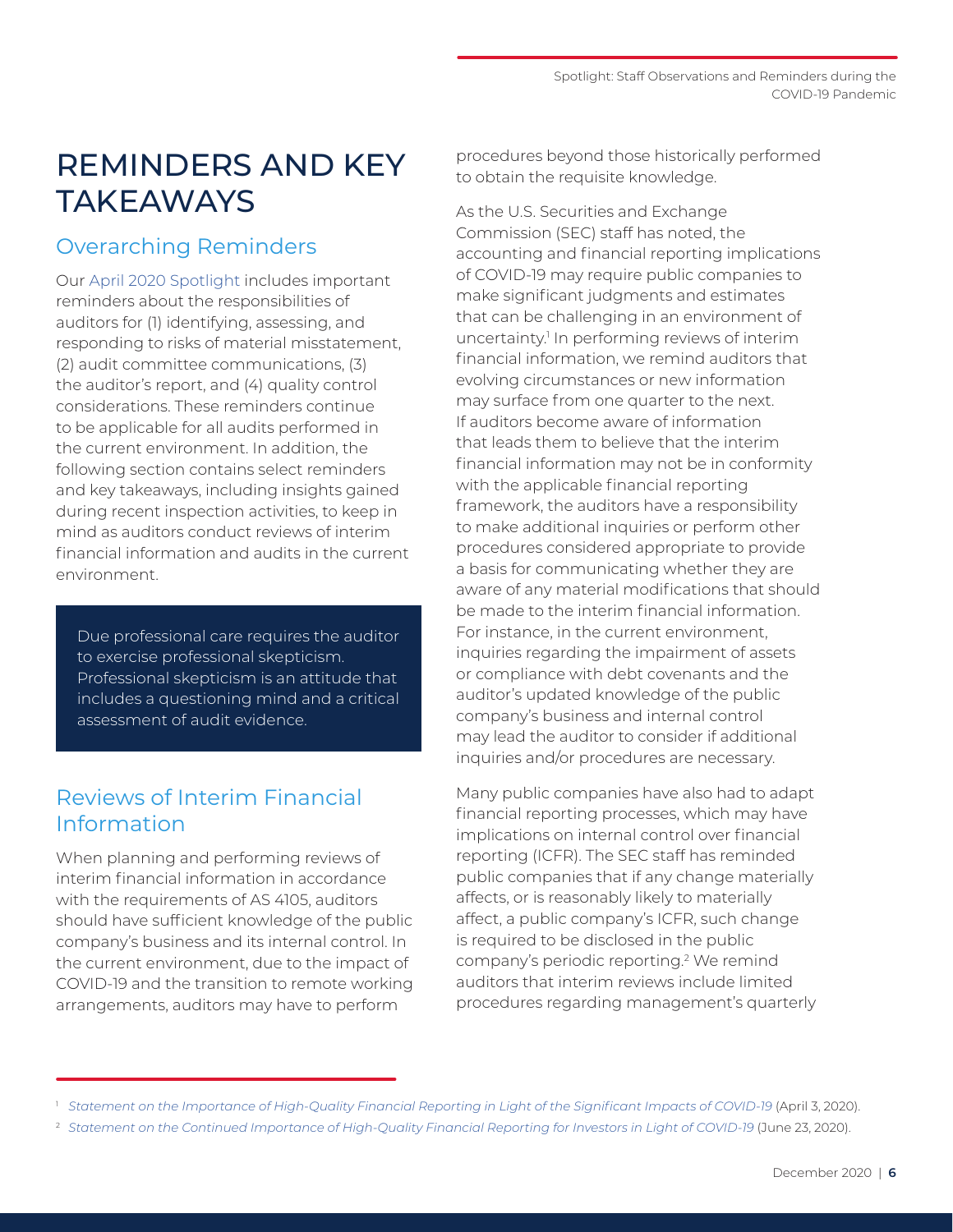# REMINDERS AND KEY TAKEAWAYS

## Overarching Reminders

Our April 2020 Spotlight includes important reminders about the responsibilities of auditors for (1) identifying, assessing, and responding to risks of material misstatement, (2) audit committee communications, (3) the auditor's report, and (4) quality control considerations. These reminders continue to be applicable for all audits performed in the current environment. In addition, the following section contains select reminders and key takeaways, including insights gained during recent inspection activities, to keep in mind as auditors conduct reviews of interim financial information and audits in the current environment.

> Due professional care requires the auditor to exercise professional skepticism. Professional skepticism is an attitude that includes a questioning mind and a critical assessment of audit evidence.

## Reviews of Interim Financial Information

When planning and performing reviews of interim financial information in accordance with the requirements of AS 4105, auditors should have sufficient knowledge of the public company's business and its internal control. In the current environment, due to the impact of COVID-19 and the transition to remote working arrangements, auditors may have to perform procedures beyond those historically performed to obtain the requisite knowledge.

As the U.S. Securities and Exchange Commission (SEC) staff has noted, the accounting and financial reporting implications of COVID-19 may require public companies to make significant judgments and estimates that can be challenging in an environment of uncertainty.[1] In performing reviews of interim financial information, we remind auditors that evolving circumstances or new information may surface from one quarter to the next. If auditors become aware of information that leads them to believe that the interim financial information may not be in conformity with the applicable financial reporting framework, the auditors have a responsibility to make additional inquiries or perform other procedures considered appropriate to provide a basis for communicating whether they are aware of any material modifications that should be made to the interim financial information. For instance, in the current environment, inquiries regarding the impairment of assets or compliance with debt covenants and the auditor's updated knowledge of the public company's business and internal control may lead the auditor to consider if additional inquiries and/or procedures are necessary.

Many public companies have also had to adapt financial reporting processes, which may have implications on internal control over financial reporting (ICFR). The SEC staff has reminded public companies that if any change materially affects, or is reasonably likely to materially affect, a public company's ICFR, such change is required to be disclosed in the public company's periodic reporting.[2] We remind auditors that interim reviews include limited procedures regarding management's quarterly

---

[1] *Statement on the Importance of High-Quality Financial Reporting in Light of the Significant Impacts of COVID-19* (April 3, 2020).

[2] *Statement on the Continued Importance of High-Quality Financial Reporting for Investors in Light of COVID-19* (June 23, 2020).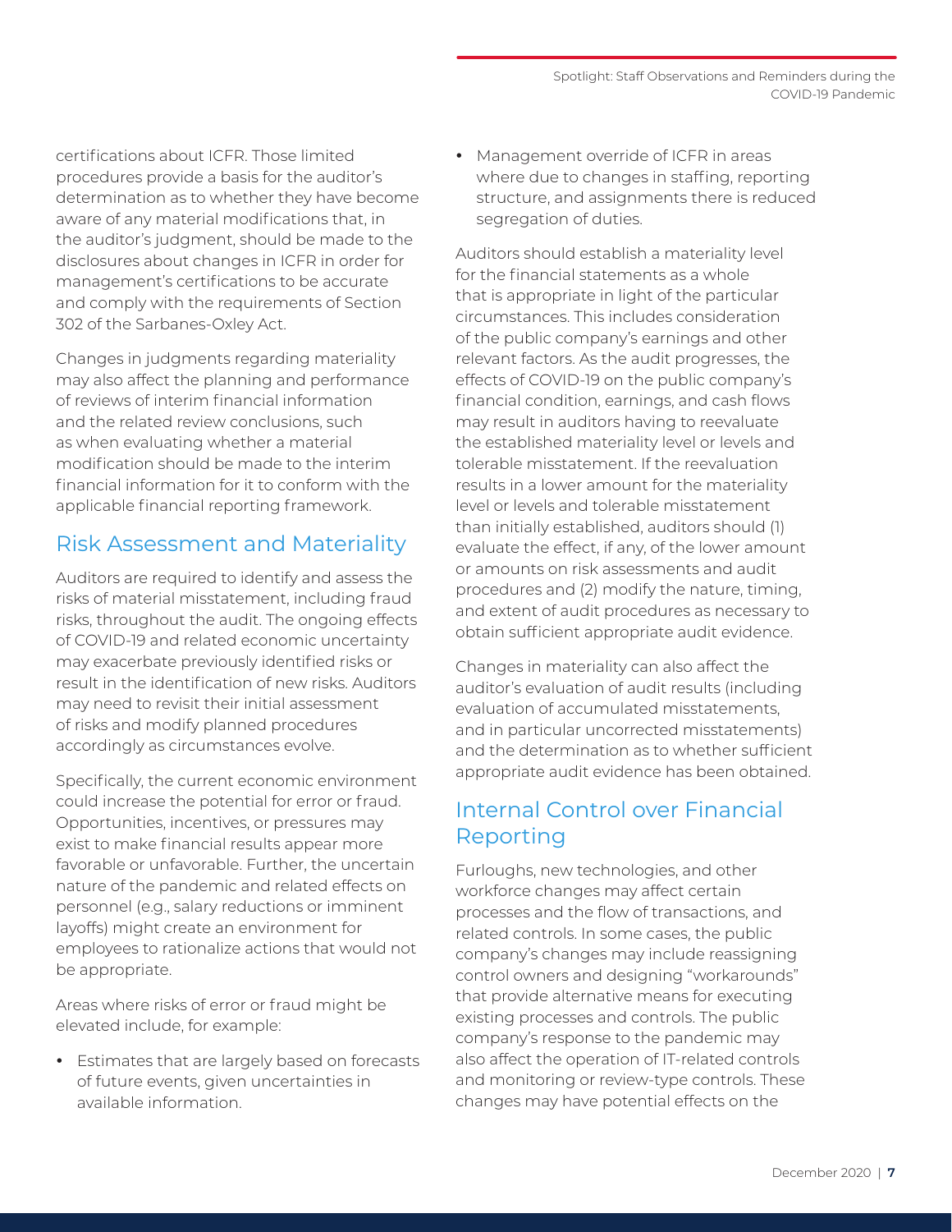certifications about ICFR. Those limited procedures provide a basis for the auditor's determination as to whether they have become aware of any material modifications that, in the auditor's judgment, should be made to the disclosures about changes in ICFR in order for management's certifications to be accurate and comply with the requirements of Section 302 of the Sarbanes-Oxley Act.

Changes in judgments regarding materiality may also affect the planning and performance of reviews of interim financial information and the related review conclusions, such as when evaluating whether a material modification should be made to the interim financial information for it to conform with the applicable financial reporting framework.

## Risk Assessment and Materiality

Auditors are required to identify and assess the risks of material misstatement, including fraud risks, throughout the audit. The ongoing effects of COVID-19 and related economic uncertainty may exacerbate previously identified risks or result in the identification of new risks. Auditors may need to revisit their initial assessment of risks and modify planned procedures accordingly as circumstances evolve.

Specifically, the current economic environment could increase the potential for error or fraud. Opportunities, incentives, or pressures may exist to make financial results appear more favorable or unfavorable. Further, the uncertain nature of the pandemic and related effects on personnel (e.g., salary reductions or imminent layoffs) might create an environment for employees to rationalize actions that would not be appropriate.

Areas where risks of error or fraud might be elevated include, for example:

- Estimates that are largely based on forecasts of future events, given uncertainties in available information.
- Management override of ICFR in areas where due to changes in staffing, reporting structure, and assignments there is reduced segregation of duties.

Auditors should establish a materiality level for the financial statements as a whole that is appropriate in light of the particular circumstances. This includes consideration of the public company's earnings and other relevant factors. As the audit progresses, the effects of COVID-19 on the public company's financial condition, earnings, and cash flows may result in auditors having to reevaluate the established materiality level or levels and tolerable misstatement. If the reevaluation results in a lower amount for the materiality level or levels and tolerable misstatement than initially established, auditors should (1) evaluate the effect, if any, of the lower amount or amounts on risk assessments and audit procedures and (2) modify the nature, timing, and extent of audit procedures as necessary to obtain sufficient appropriate audit evidence.

Changes in materiality can also affect the auditor's evaluation of audit results (including evaluation of accumulated misstatements, and in particular uncorrected misstatements) and the determination as to whether sufficient appropriate audit evidence has been obtained.

## Internal Control over Financial Reporting

Furloughs, new technologies, and other workforce changes may affect certain processes and the flow of transactions, and related controls. In some cases, the public company's changes may include reassigning control owners and designing "workarounds" that provide alternative means for executing existing processes and controls. The public company's response to the pandemic may also affect the operation of IT-related controls and monitoring or review-type controls. These changes may have potential effects on the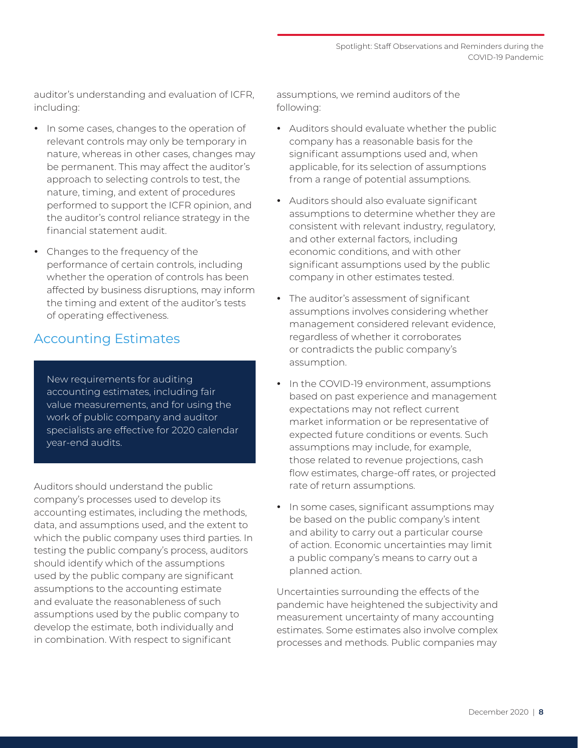auditor's understanding and evaluation of ICFR, including:

- In some cases, changes to the operation of relevant controls may only be temporary in nature, whereas in other cases, changes may be permanent. This may affect the auditor's approach to selecting controls to test, the nature, timing, and extent of procedures performed to support the ICFR opinion, and the auditor's control reliance strategy in the financial statement audit.
- Changes to the frequency of the performance of certain controls, including whether the operation of controls has been affected by business disruptions, may inform the timing and extent of the auditor's tests of operating effectiveness.

## Accounting Estimates

> New requirements for auditing accounting estimates, including fair value measurements, and for using the work of public company and auditor specialists are effective for 2020 calendar year-end audits.

Auditors should understand the public company's processes used to develop its accounting estimates, including the methods, data, and assumptions used, and the extent to which the public company uses third parties. In testing the public company's process, auditors should identify which of the assumptions used by the public company are significant assumptions to the accounting estimate and evaluate the reasonableness of such assumptions used by the public company to develop the estimate, both individually and in combination. With respect to significant assumptions, we remind auditors of the following:

- Auditors should evaluate whether the public company has a reasonable basis for the significant assumptions used and, when applicable, for its selection of assumptions from a range of potential assumptions.
- Auditors should also evaluate significant assumptions to determine whether they are consistent with relevant industry, regulatory, and other external factors, including economic conditions, and with other significant assumptions used by the public company in other estimates tested.
- The auditor's assessment of significant assumptions involves considering whether management considered relevant evidence, regardless of whether it corroborates or contradicts the public company's assumption.
- In the COVID-19 environment, assumptions based on past experience and management expectations may not reflect current market information or be representative of expected future conditions or events. Such assumptions may include, for example, those related to revenue projections, cash flow estimates, charge-off rates, or projected rate of return assumptions.
- In some cases, significant assumptions may be based on the public company's intent and ability to carry out a particular course of action. Economic uncertainties may limit a public company's means to carry out a planned action.

Uncertainties surrounding the effects of the pandemic have heightened the subjectivity and measurement uncertainty of many accounting estimates. Some estimates also involve complex processes and methods. Public companies may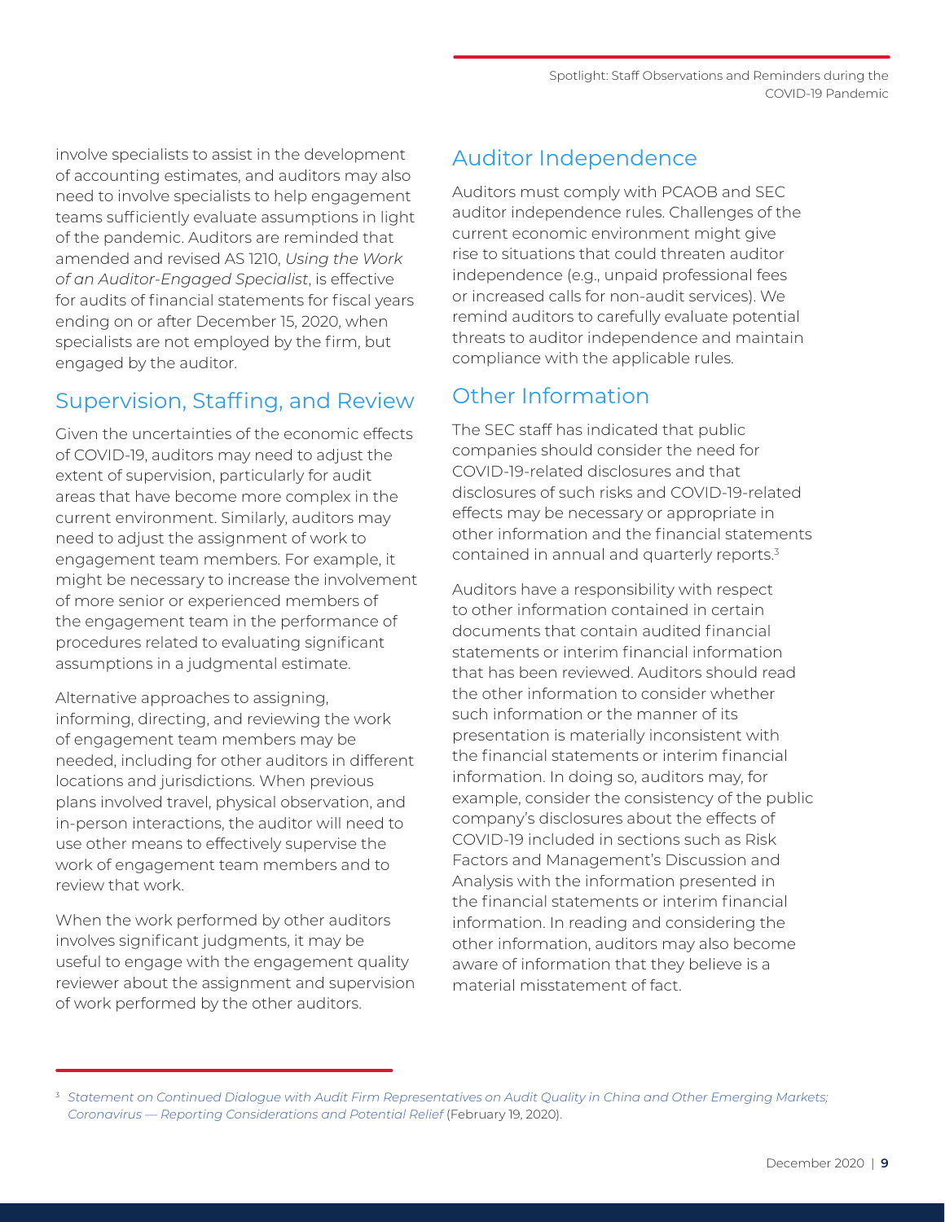involve specialists to assist in the development of accounting estimates, and auditors may also need to involve specialists to help engagement teams sufficiently evaluate assumptions in light of the pandemic. Auditors are reminded that amended and revised AS 1210, *Using the Work of an Auditor-Engaged Specialist*, is effective for audits of financial statements for fiscal years ending on or after December 15, 2020, when specialists are not employed by the firm, but engaged by the auditor.

## Supervision, Staffing, and Review

Given the uncertainties of the economic effects of COVID-19, auditors may need to adjust the extent of supervision, particularly for audit areas that have become more complex in the current environment. Similarly, auditors may need to adjust the assignment of work to engagement team members. For example, it might be necessary to increase the involvement of more senior or experienced members of the engagement team in the performance of procedures related to evaluating significant assumptions in a judgmental estimate.

Alternative approaches to assigning, informing, directing, and reviewing the work of engagement team members may be needed, including for other auditors in different locations and jurisdictions. When previous plans involved travel, physical observation, and in-person interactions, the auditor will need to use other means to effectively supervise the work of engagement team members and to review that work.

When the work performed by other auditors involves significant judgments, it may be useful to engage with the engagement quality reviewer about the assignment and supervision of work performed by the other auditors.

## Auditor Independence

Auditors must comply with PCAOB and SEC auditor independence rules. Challenges of the current economic environment might give rise to situations that could threaten auditor independence (e.g., unpaid professional fees or increased calls for non-audit services). We remind auditors to carefully evaluate potential threats to auditor independence and maintain compliance with the applicable rules.

## Other Information

The SEC staff has indicated that public companies should consider the need for COVID-19-related disclosures and that disclosures of such risks and COVID-19-related effects may be necessary or appropriate in other information and the financial statements contained in annual and quarterly reports.[3]

Auditors have a responsibility with respect to other information contained in certain documents that contain audited financial statements or interim financial information that has been reviewed. Auditors should read the other information to consider whether such information or the manner of its presentation is materially inconsistent with the financial statements or interim financial information. In doing so, auditors may, for example, consider the consistency of the public company's disclosures about the effects of COVID-19 included in sections such as Risk Factors and Management's Discussion and Analysis with the information presented in the financial statements or interim financial information. In reading and considering the other information, auditors may also become aware of information that they believe is a material misstatement of fact.

---

[3] *Statement on Continued Dialogue with Audit Firm Representatives on Audit Quality in China and Other Emerging Markets; Coronavirus — Reporting Considerations and Potential Relief* (February 19, 2020).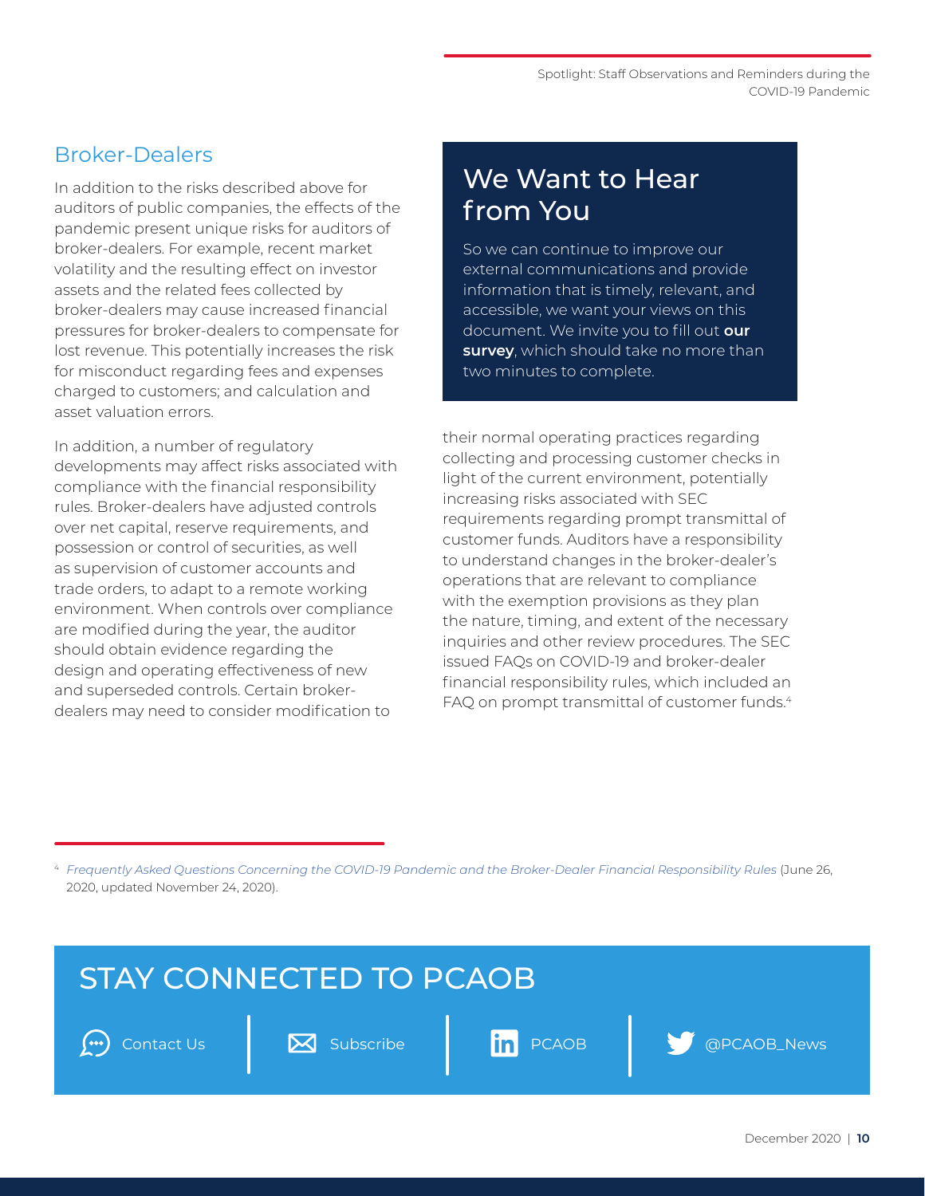## Broker-Dealers

In addition to the risks described above for auditors of public companies, the effects of the pandemic present unique risks for auditors of broker-dealers. For example, recent market volatility and the resulting effect on investor assets and the related fees collected by broker-dealers may cause increased financial pressures for broker-dealers to compensate for lost revenue. This potentially increases the risk for misconduct regarding fees and expenses charged to customers; and calculation and asset valuation errors.

In addition, a number of regulatory developments may affect risks associated with compliance with the financial responsibility rules. Broker-dealers have adjusted controls over net capital, reserve requirements, and possession or control of securities, as well as supervision of customer accounts and trade orders, to adapt to a remote working environment. When controls over compliance are modified during the year, the auditor should obtain evidence regarding the design and operating effectiveness of new and superseded controls. Certain broker-dealers may need to consider modification to their normal operating practices regarding collecting and processing customer checks in light of the current environment, potentially increasing risks associated with SEC requirements regarding prompt transmittal of customer funds. Auditors have a responsibility to understand changes in the broker-dealer's operations that are relevant to compliance with the exemption provisions as they plan the nature, timing, and extent of the necessary inquiries and other review procedures. The SEC issued FAQs on COVID-19 and broker-dealer financial responsibility rules, which included an FAQ on prompt transmittal of customer funds.[4]

## We Want to Hear from You

So we can continue to improve our external communications and provide information that is timely, relevant, and accessible, we want your views on this document. We invite you to fill out **our survey**, which should take no more than two minutes to complete.

[4] *Frequently Asked Questions Concerning the COVID-19 Pandemic and the Broker-Dealer Financial Responsibility Rules* (June 26, 2020, updated November 24, 2020).

## STAY CONNECTED TO PCAOB

Contact Us | Subscribe | PCAOB | @PCAOB_News